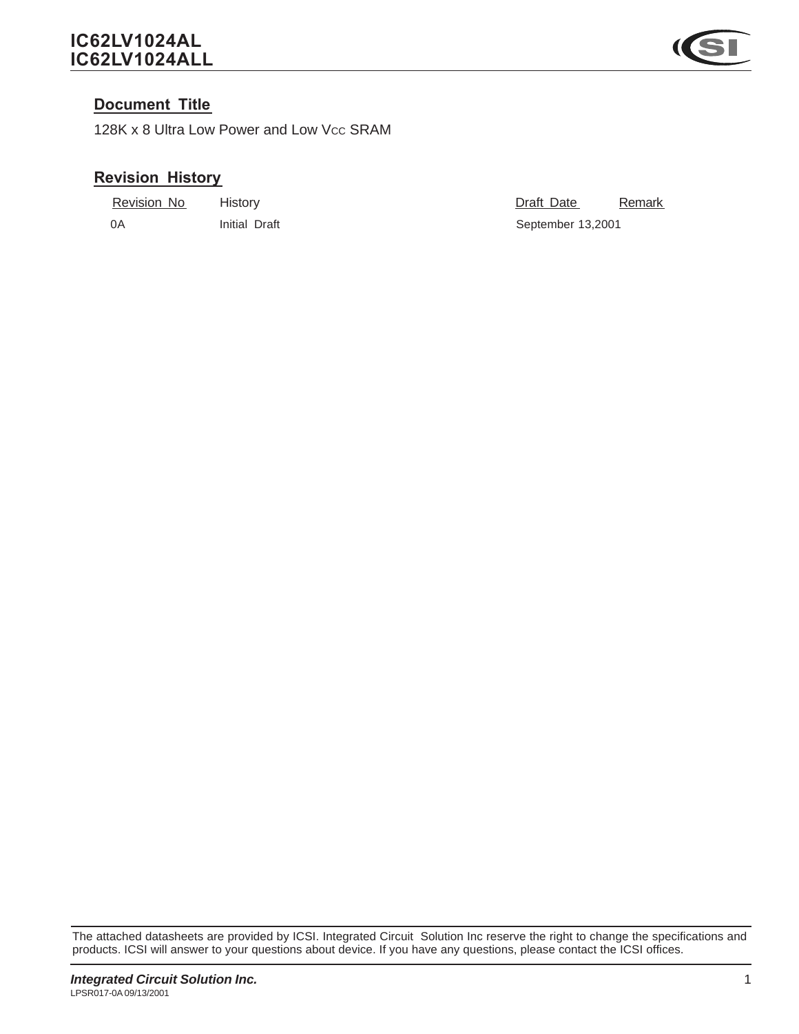# IC62LV1024AL
# IC62LV1024ALL

## Document Title

128K x 8 Ultra Low Power and Low $V_{CC}$ SRAM

## Revision History

| Revision No | History | Draft Date | Remark |
|---|---|---|---|
| 0A | Initial Draft | September 13,2001 | |

The attached datasheets are provided by ICSI. Integrated Circuit Solution Inc reserve the right to change the specifications and products. ICSI will answer to your questions about device. If you have any questions, please contact the ICSI offices.

***Integrated Circuit Solution Inc.***

LPSR017-0A 09/13/2001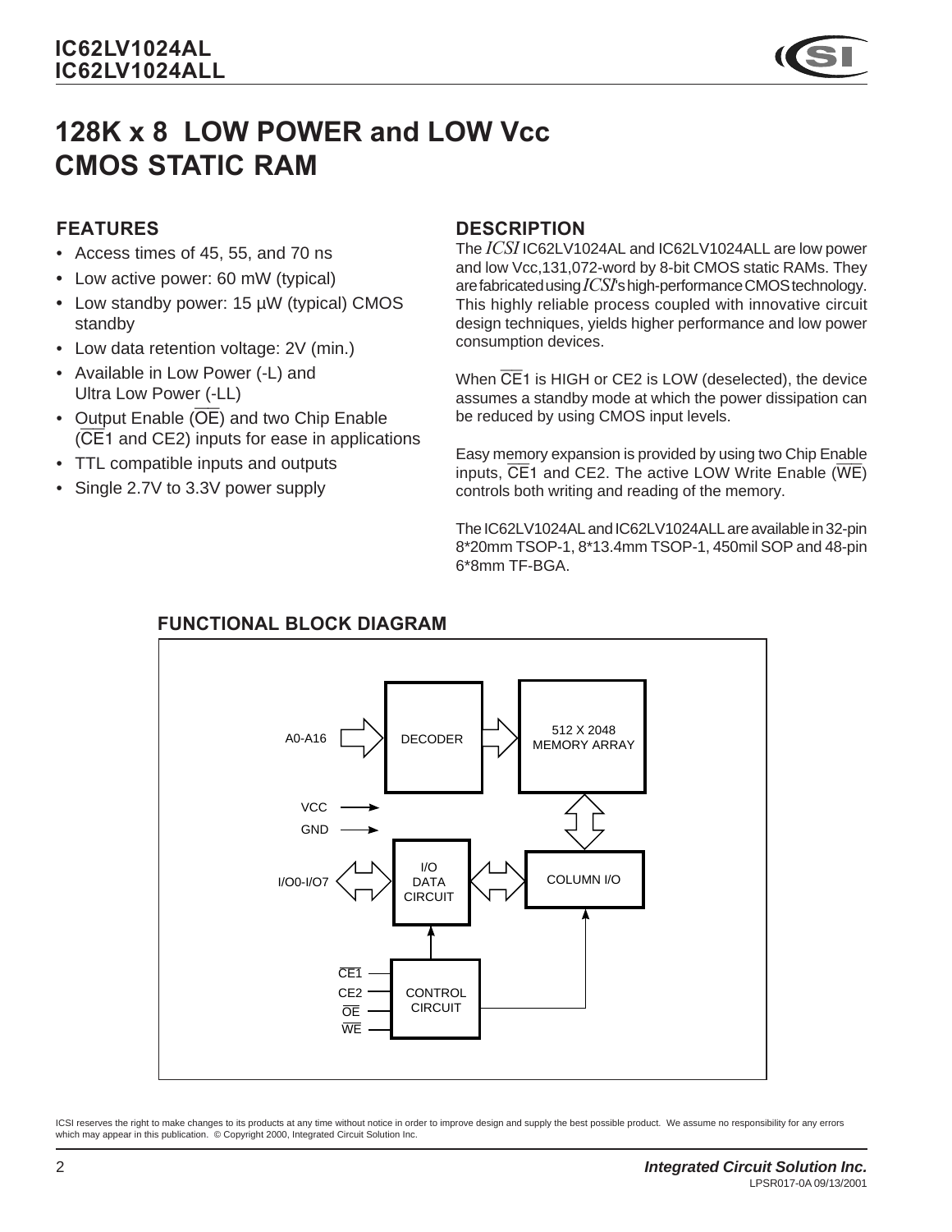# 128K x 8 LOW POWER and LOW Vcc CMOS STATIC RAM

## FEATURES

- Access times of 45, 55, and 70 ns
- Low active power: 60 mW (typical)
- Low standby power: 15 µW (typical) CMOS standby
- Low data retention voltage: 2V (min.)
- Available in Low Power (-L) and Ultra Low Power (-LL)
- Output Enable ($\overline{OE}$) and two Chip Enable ($\overline{CE}$1 and CE2) inputs for ease in applications
- TTL compatible inputs and outputs
- Single 2.7V to 3.3V power supply

## DESCRIPTION

The *ICSI* IC62LV1024AL and IC62LV1024ALL are low power and low Vcc,131,072-word by 8-bit CMOS static RAMs. They are fabricated using *ICSI*'s high-performance CMOS technology. This highly reliable process coupled with innovative circuit design techniques, yields higher performance and low power consumption devices.

When $\overline{CE}$1 is HIGH or CE2 is LOW (deselected), the device assumes a standby mode at which the power dissipation can be reduced by using CMOS input levels.

Easy memory expansion is provided by using two Chip Enable inputs, $\overline{CE}$1 and CE2. The active LOW Write Enable ($\overline{WE}$) controls both writing and reading of the memory.

The IC62LV1024AL and IC62LV1024ALL are available in 32-pin 8*20mm TSOP-1, 8*13.4mm TSOP-1, 450mil SOP and 48-pin 6*8mm TF-BGA.

## FUNCTIONAL BLOCK DIAGRAM

A0-A16 → DECODER → 512 X 2048 MEMORY ARRAY ↔ COLUMN I/O ↔ I/O DATA CIRCUIT ↔ I/O0-I/O7

VCC, GND

$\overline{CE1}$, CE2, $\overline{OE}$, $\overline{WE}$ → CONTROL CIRCUIT → I/O DATA CIRCUIT, COLUMN I/O

ICSI reserves the right to make changes to its products at any time without notice in order to improve design and supply the best possible product. We assume no responsibility for any errors which may appear in this publication. © Copyright 2000, Integrated Circuit Solution Inc.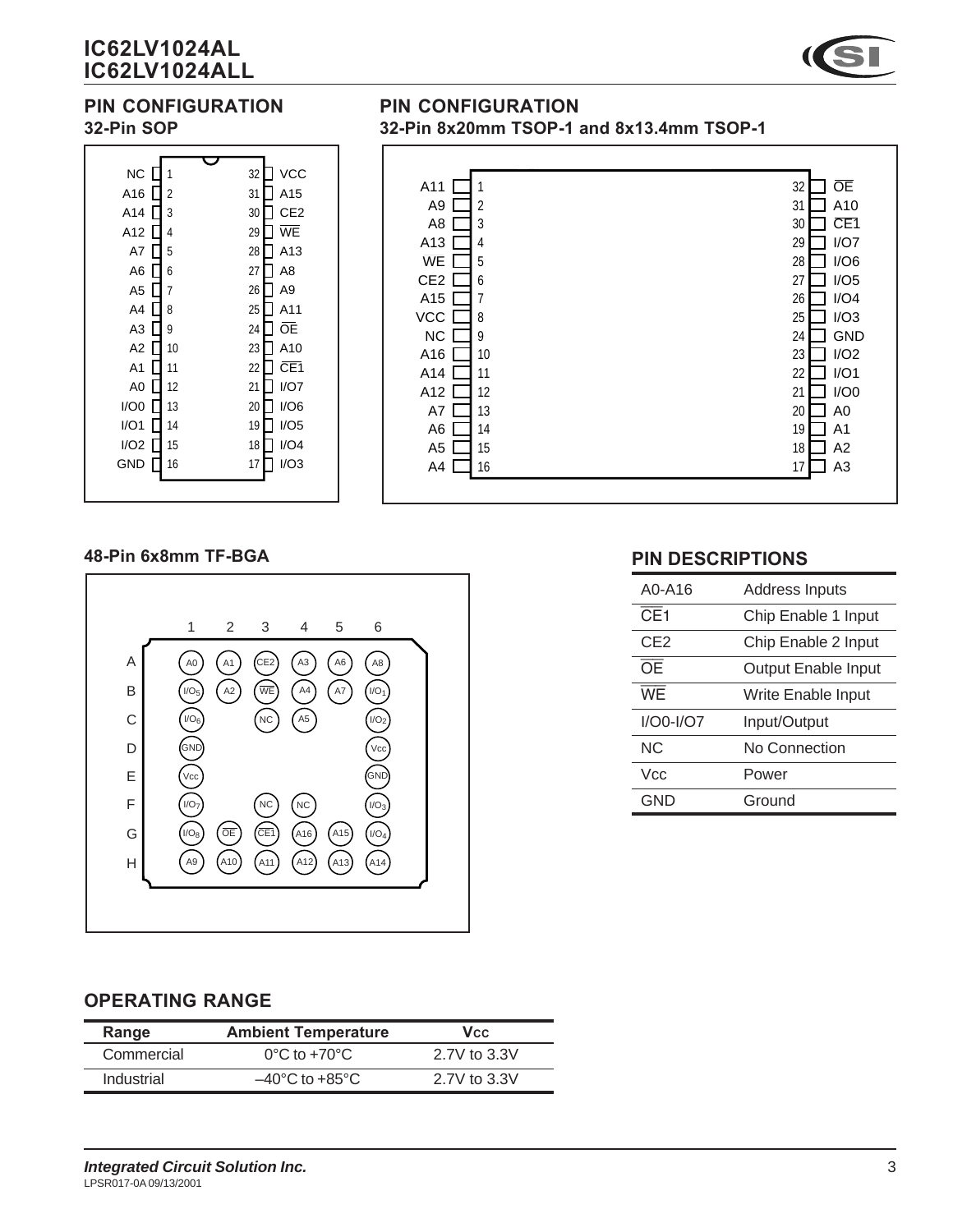## PIN CONFIGURATION

### 32-Pin SOP

| Pin | Name | Pin | Name |
|---|---|---|---|
| 1 | NC | 32 | VCC |
| 2 | A16 | 31 | A15 |
| 3 | A14 | 30 | CE2 |
| 4 | A12 | 29 | $\overline{WE}$ |
| 5 | A7 | 28 | A13 |
| 6 | A6 | 27 | A8 |
| 7 | A5 | 26 | A9 |
| 8 | A4 | 25 | A11 |
| 9 | A3 | 24 | $\overline{OE}$ |
| 10 | A2 | 23 | A10 |
| 11 | A1 | 22 | $\overline{CE1}$ |
| 12 | A0 | 21 | I/O7 |
| 13 | I/O0 | 20 | I/O6 |
| 14 | I/O1 | 19 | I/O5 |
| 15 | I/O2 | 18 | I/O4 |
| 16 | GND | 17 | I/O3 |

## PIN CONFIGURATION

### 32-Pin 8x20mm TSOP-1 and 8x13.4mm TSOP-1

| Pin | Name | Pin | Name |
|---|---|---|---|
| 1 | A11 | 32 | $\overline{OE}$ |
| 2 | A9 | 31 | A10 |
| 3 | A8 | 30 | $\overline{CE1}$ |
| 4 | A13 | 29 | I/O7 |
| 5 | WE | 28 | I/O6 |
| 6 | CE2 | 27 | I/O5 |
| 7 | A15 | 26 | I/O4 |
| 8 | VCC | 25 | I/O3 |
| 9 | NC | 24 | GND |
| 10 | A16 | 23 | I/O2 |
| 11 | A14 | 22 | I/O1 |
| 12 | A12 | 21 | I/O0 |
| 13 | A7 | 20 | A0 |
| 14 | A6 | 19 | A1 |
| 15 | A5 | 18 | A2 |
| 16 | A4 | 17 | A3 |

### 48-Pin 6x8mm TF-BGA

| | 1 | 2 | 3 | 4 | 5 | 6 |
|---|---|---|---|---|---|---|
| A | A0 | A1 | CE2 | A3 | A6 | A8 |
| B | $I/O_5$ | A2 | $\overline{WE}$ | A4 | A7 | $I/O_1$ |
| C | $I/O_6$ | | NC | A5 | | $I/O_2$ |
| D | GND | | | | | Vcc |
| E | Vcc | | | | | GND |
| F | $I/O_7$ | | NC | NC | | $I/O_3$ |
| G | $I/O_8$ | $\overline{OE}$ | $\overline{CE1}$ | A16 | A15 | $I/O_4$ |
| H | A9 | A10 | A11 | A12 | A13 | A14 |

## PIN DESCRIPTIONS

| Pin | Description |
|---|---|
| A0-A16 | Address Inputs |
| $\overline{CE}$1 | Chip Enable 1 Input |
| CE2 | Chip Enable 2 Input |
| $\overline{OE}$ | Output Enable Input |
| $\overline{WE}$ | Write Enable Input |
| I/O0-I/O7 | Input/Output |
| NC | No Connection |
| Vcc | Power |
| GND | Ground |

## OPERATING RANGE

| Range | Ambient Temperature | Vcc |
|---|---|---|
| Commercial | 0°C to +70°C | 2.7V to 3.3V |
| Industrial | –40°C to +85°C | 2.7V to 3.3V |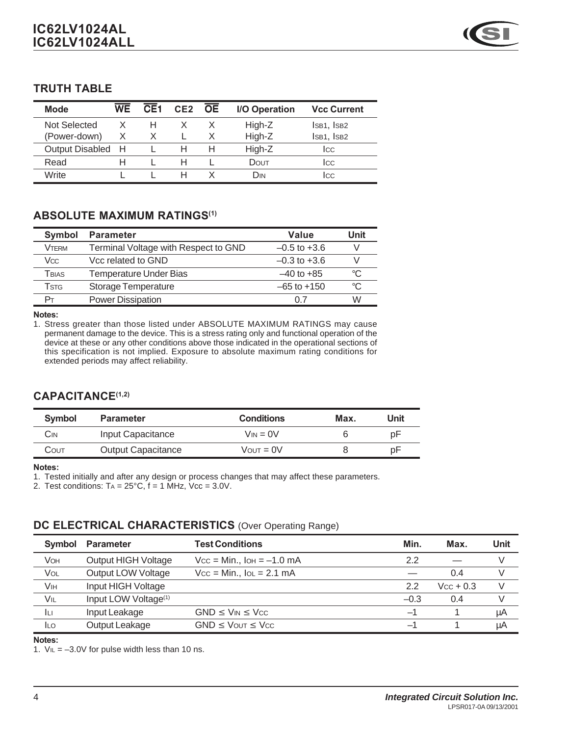## TRUTH TABLE

| Mode | $\overline{WE}$ | $\overline{CE1}$ | CE2 | $\overline{OE}$ | I/O Operation | Vcc Current |
|---|---|---|---|---|---|---|
| Not Selected | X | H | X | X | High-Z | $I_{SB1}$, $I_{SB2}$ |
| (Power-down) | X | X | L | X | High-Z | $I_{SB1}$, $I_{SB2}$ |
| Output Disabled | H | L | H | H | High-Z | $I_{CC}$ |
| Read | H | L | H | L | $D_{OUT}$ | $I_{CC}$ |
| Write | L | L | H | X | $D_{IN}$ | $I_{CC}$ |

## ABSOLUTE MAXIMUM RATINGS[1]

| Symbol | Parameter | Value | Unit |
|---|---|---|---|
| $V_{TERM}$ | Terminal Voltage with Respect to GND | –0.5 to +3.6 | V |
| $V_{CC}$ | Vcc related to GND | –0.3 to +3.6 | V |
| $T_{BIAS}$ | Temperature Under Bias | –40 to +85 | °C |
| $T_{STG}$ | Storage Temperature | –65 to +150 | °C |
| $P_T$ | Power Dissipation | 0.7 | W |

**Notes:**

1. Stress greater than those listed under ABSOLUTE MAXIMUM RATINGS may cause permanent damage to the device. This is a stress rating only and functional operation of the device at these or any other conditions above those indicated in the operational sections of this specification is not implied. Exposure to absolute maximum rating conditions for extended periods may affect reliability.

## CAPACITANCE[1,2]

| Symbol | Parameter | Conditions | Max. | Unit |
|---|---|---|---|---|
| $C_{IN}$ | Input Capacitance | $V_{IN}$ = 0V | 6 | pF |
| $C_{OUT}$ | Output Capacitance | $V_{OUT}$ = 0V | 8 | pF |

**Notes:**

1. Tested initially and after any design or process changes that may affect these parameters.
2. Test conditions: $T_A$ = 25°C, f = 1 MHz, Vcc = 3.0V.

## DC ELECTRICAL CHARACTERISTICS (Over Operating Range)

| Symbol | Parameter | Test Conditions | Min. | Max. | Unit |
|---|---|---|---|---|---|
| $V_{OH}$ | Output HIGH Voltage | $V_{CC}$ = Min., $I_{OH}$ = –1.0 mA | 2.2 | — | V |
| $V_{OL}$ | Output LOW Voltage | $V_{CC}$ = Min., $I_{OL}$ = 2.1 mA | — | 0.4 | V |
| $V_{IH}$ | Input HIGH Voltage | | 2.2 | $V_{CC}$ + 0.3 | V |
| $V_{IL}$ | Input LOW Voltage[1] | | –0.3 | 0.4 | V |
| $I_{LI}$ | Input Leakage | GND ≤ $V_{IN}$ ≤ $V_{CC}$ | –1 | 1 | µA |
| $I_{LO}$ | Output Leakage | GND ≤ $V_{OUT}$ ≤ $V_{CC}$ | –1 | 1 | µA |

**Notes:**

1. $V_{IL}$ = –3.0V for pulse width less than 10 ns.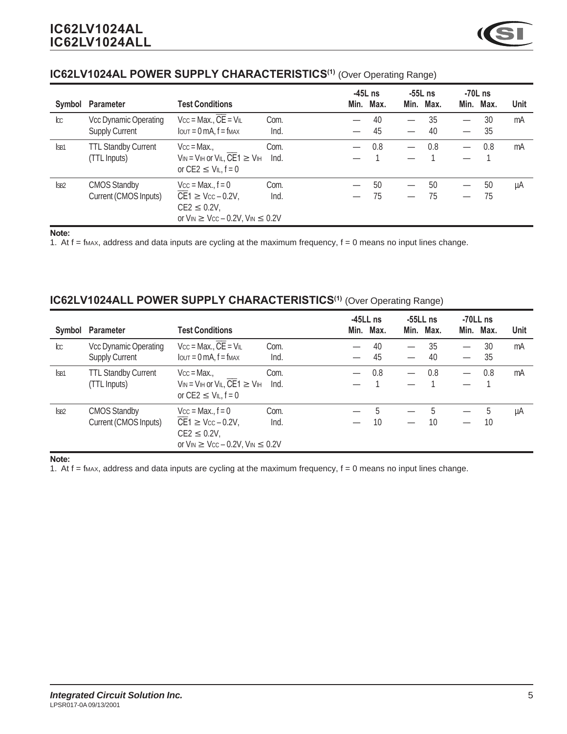## IC62LV1024AL POWER SUPPLY CHARACTERISTICS(1) (Over Operating Range)

| Symbol | Parameter | Test Conditions | | -45L ns Min. | -45L ns Max. | -55L ns Min. | -55L ns Max. | -70L ns Min. | -70L ns Max. | Unit |
|---|---|---|---|---|---|---|---|---|---|---|
| $I_{CC}$ | Vcc Dynamic Operating Supply Current | $V_{CC}$ = Max., $\overline{CE}$ = $V_{IL}$ $I_{OUT}$ = 0 mA, f = $f_{MAX}$ | Com. | — | 40 | — | 35 | — | 30 | mA |
| | | | Ind. | — | 45 | — | 40 | — | 35 | |
| $I_{SB1}$ | TTL Standby Current (TTL Inputs) | $V_{CC}$ = Max., $V_{IN}$ = $V_{IH}$ or $V_{IL}$, $\overline{CE1}$ ≥ $V_{IH}$ or CE2 ≤ $V_{IL}$, f = 0 | Com. | — | 0.8 | — | 0.8 | — | 0.8 | mA |
| | | | Ind. | — | 1 | — | 1 | — | 1 | |
| $I_{SB2}$ | CMOS Standby Current (CMOS Inputs) | $V_{CC}$ = Max., f = 0 $\overline{CE1}$ ≥ $V_{CC}$ – 0.2V, CE2 ≤ 0.2V, or $V_{IN}$ ≥ $V_{CC}$ – 0.2V, $V_{IN}$ ≤ 0.2V | Com. | — | 50 | — | 50 | — | 50 | µA |
| | | | Ind. | — | 75 | — | 75 | — | 75 | |

**Note:**
1. At f = $f_{MAX}$, address and data inputs are cycling at the maximum frequency, f = 0 means no input lines change.

## IC62LV1024ALL POWER SUPPLY CHARACTERISTICS(1) (Over Operating Range)

| Symbol | Parameter | Test Conditions | | -45LL ns Min. | -45LL ns Max. | -55LL ns Min. | -55LL ns Max. | -70LL ns Min. | -70LL ns Max. | Unit |
|---|---|---|---|---|---|---|---|---|---|---|
| $I_{CC}$ | Vcc Dynamic Operating Supply Current | $V_{CC}$ = Max., $\overline{CE}$ = $V_{IL}$ $I_{OUT}$ = 0 mA, f = $f_{MAX}$ | Com. | — | 40 | — | 35 | — | 30 | mA |
| | | | Ind. | — | 45 | — | 40 | — | 35 | |
| $I_{SB1}$ | TTL Standby Current (TTL Inputs) | $V_{CC}$ = Max., $V_{IN}$ = $V_{IH}$ or $V_{IL}$, $\overline{CE1}$ ≥ $V_{IH}$ or CE2 ≤ $V_{IL}$, f = 0 | Com. | — | 0.8 | — | 0.8 | — | 0.8 | mA |
| | | | Ind. | — | 1 | — | 1 | — | 1 | |
| $I_{SB2}$ | CMOS Standby Current (CMOS Inputs) | $V_{CC}$ = Max., f = 0 $\overline{CE1}$ ≥ $V_{CC}$ – 0.2V, CE2 ≤ 0.2V, or $V_{IN}$ ≥ $V_{CC}$ – 0.2V, $V_{IN}$ ≤ 0.2V | Com. | — | 5 | — | 5 | — | 5 | µA |
| | | | Ind. | — | 10 | — | 10 | — | 10 | |

**Note:**
1. At f = $f_{MAX}$, address and data inputs are cycling at the maximum frequency, f = 0 means no input lines change.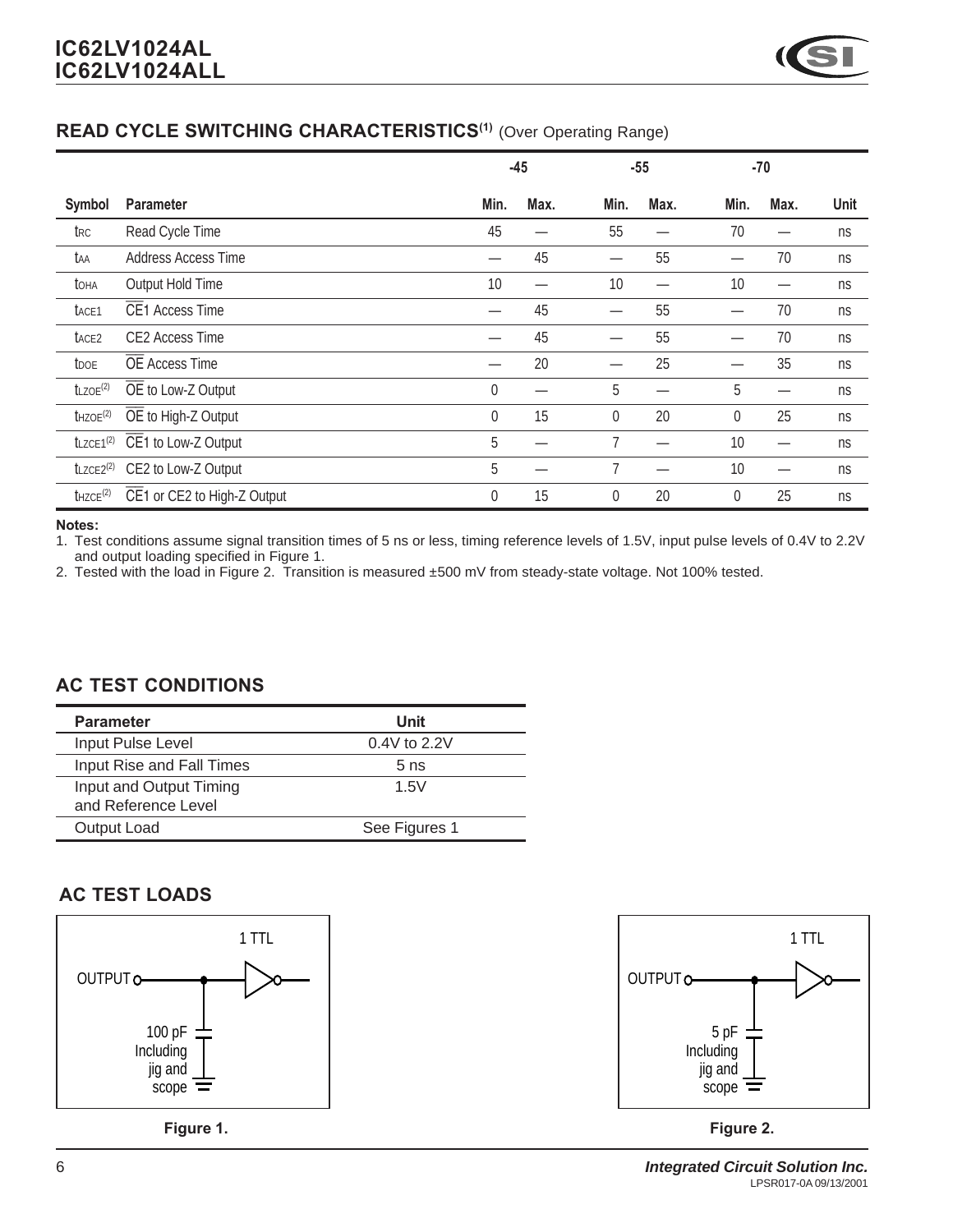## READ CYCLE SWITCHING CHARACTERISTICS[(1)] (Over Operating Range)

| | | -45 | | -55 | | -70 | | |
|---|---|---|---|---|---|---|---|---|
| Symbol | Parameter | Min. | Max. | Min. | Max. | Min. | Max. | Unit |
| $t_{RC}$ | Read Cycle Time | 45 | — | 55 | — | 70 | — | ns |
| $t_{AA}$ | Address Access Time | — | 45 | — | 55 | — | 70 | ns |
| $t_{OHA}$ | Output Hold Time | 10 | — | 10 | — | 10 | — | ns |
| $t_{ACE1}$ | $\overline{CE1}$ Access Time | — | 45 | — | 55 | — | 70 | ns |
| $t_{ACE2}$ | CE2 Access Time | — | 45 | — | 55 | — | 70 | ns |
| $t_{DOE}$ | $\overline{OE}$ Access Time | — | 20 | — | 25 | — | 35 | ns |
| $t_{LZOE}$[(2)] | $\overline{OE}$ to Low-Z Output | 0 | — | 5 | — | 5 | — | ns |
| $t_{HZOE}$[(2)] | $\overline{OE}$ to High-Z Output | 0 | 15 | 0 | 20 | 0 | 25 | ns |
| $t_{LZCE1}$[(2)] | $\overline{CE1}$ to Low-Z Output | 5 | — | 7 | — | 10 | — | ns |
| $t_{LZCE2}$[(2)] | CE2 to Low-Z Output | 5 | — | 7 | — | 10 | — | ns |
| $t_{HZCE}$[(2)] | $\overline{CE1}$ or CE2 to High-Z Output | 0 | 15 | 0 | 20 | 0 | 25 | ns |

**Notes:**

1. Test conditions assume signal transition times of 5 ns or less, timing reference levels of 1.5V, input pulse levels of 0.4V to 2.2V and output loading specified in Figure 1.
2. Tested with the load in Figure 2. Transition is measured ±500 mV from steady-state voltage. Not 100% tested.

## AC TEST CONDITIONS

| Parameter | Unit |
|---|---|
| Input Pulse Level | 0.4V to 2.2V |
| Input Rise and Fall Times | 5 ns |
| Input and Output Timing and Reference Level | 1.5V |
| Output Load | See Figures 1 |

## AC TEST LOADS

OUTPUT — 1 TTL; 100 pF Including jig and scope

**Figure 1.**

OUTPUT — 1 TTL; 5 pF Including jig and scope

**Figure 2.**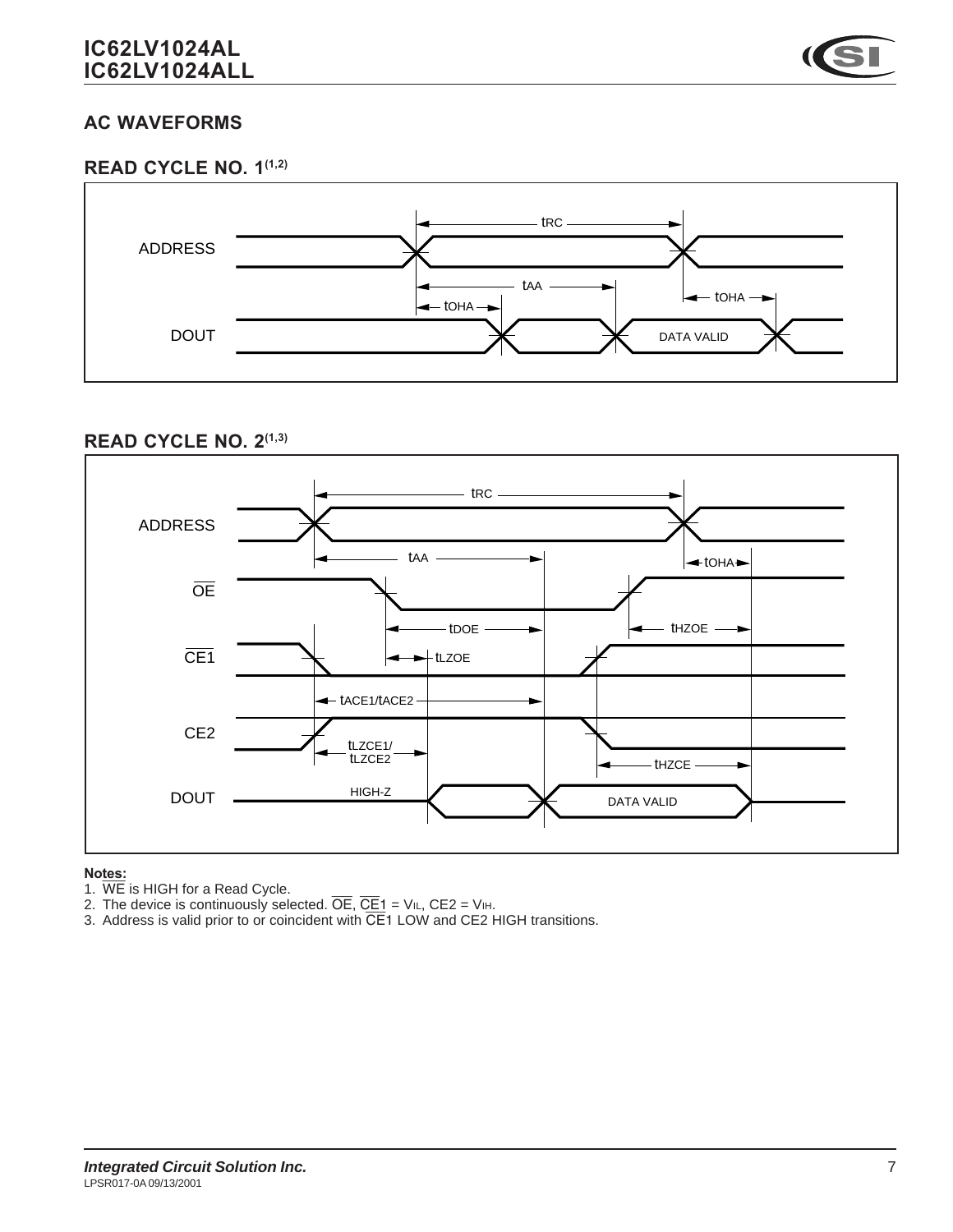## AC WAVEFORMS

### READ CYCLE NO. 1[1,2]

### READ CYCLE NO. 2[1,3]

**Notes:**

1. $\overline{WE}$ is HIGH for a Read Cycle.
2. The device is continuously selected. $\overline{OE}$, $\overline{CE1}$ = $V_{IL}$, CE2 = $V_{IH}$.
3. Address is valid prior to or coincident with $\overline{CE1}$ LOW and CE2 HIGH transitions.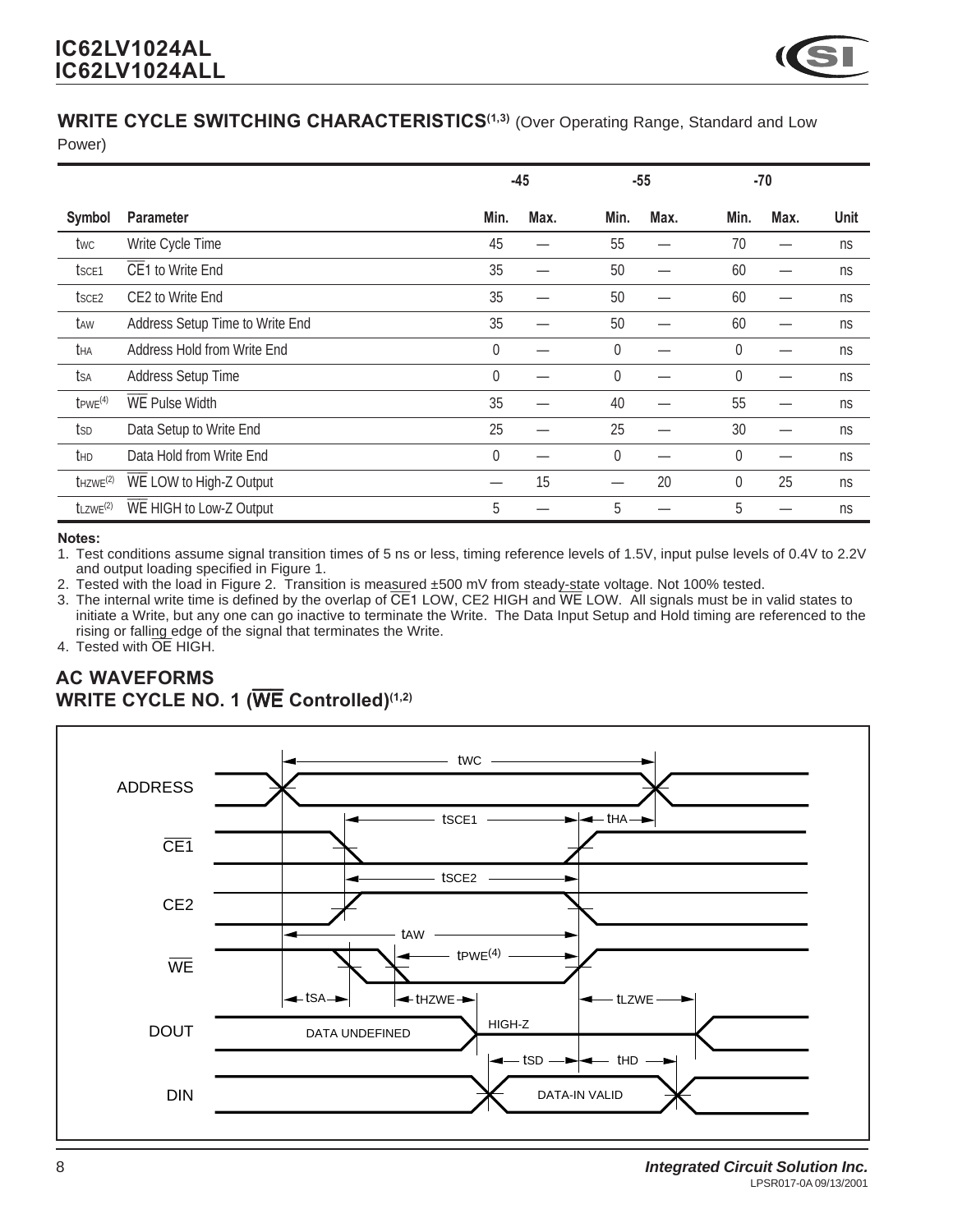## WRITE CYCLE SWITCHING CHARACTERISTICS[1,3] (Over Operating Range, Standard and Low Power)

| | | -45 | | -55 | | -70 | | |
|---|---|---|---|---|---|---|---|---|
| Symbol | Parameter | Min. | Max. | Min. | Max. | Min. | Max. | Unit |
| $t_{WC}$ | Write Cycle Time | 45 | — | 55 | — | 70 | — | ns |
| $t_{SCE1}$ | $\overline{CE}$1 to Write End | 35 | — | 50 | — | 60 | — | ns |
| $t_{SCE2}$ | CE2 to Write End | 35 | — | 50 | — | 60 | — | ns |
| $t_{AW}$ | Address Setup Time to Write End | 35 | — | 50 | — | 60 | — | ns |
| $t_{HA}$ | Address Hold from Write End | 0 | — | 0 | — | 0 | — | ns |
| $t_{SA}$ | Address Setup Time | 0 | — | 0 | — | 0 | — | ns |
| $t_{PWE}$[4] | $\overline{WE}$ Pulse Width | 35 | — | 40 | — | 55 | — | ns |
| $t_{SD}$ | Data Setup to Write End | 25 | — | 25 | — | 30 | — | ns |
| $t_{HD}$ | Data Hold from Write End | 0 | — | 0 | — | 0 | — | ns |
| $t_{HZWE}$[2] | $\overline{WE}$ LOW to High-Z Output | — | 15 | — | 20 | 0 | 25 | ns |
| $t_{LZWE}$[2] | $\overline{WE}$ HIGH to Low-Z Output | 5 | — | 5 | — | 5 | — | ns |

**Notes:**

1. Test conditions assume signal transition times of 5 ns or less, timing reference levels of 1.5V, input pulse levels of 0.4V to 2.2V and output loading specified in Figure 1.
2. Tested with the load in Figure 2. Transition is measured ±500 mV from steady-state voltage. Not 100% tested.
3. The internal write time is defined by the overlap of $\overline{CE}$1 LOW, CE2 HIGH and $\overline{WE}$ LOW. All signals must be in valid states to initiate a Write, but any one can go inactive to terminate the Write. The Data Input Setup and Hold timing are referenced to the rising or falling edge of the signal that terminates the Write.
4. Tested with $\overline{OE}$ HIGH.

## AC WAVEFORMS

## WRITE CYCLE NO. 1 ($\overline{WE}$ Controlled)[1,2]

ADDRESS, $\overline{CE}$1, CE2, $\overline{WE}$, DOUT, DIN — tWC, tSCE1, tHA, tSCE2, tAW, tPWE[4], tSA, tHZWE, tLZWE, DATA UNDEFINED, HIGH-Z, tSD, tHD, DATA-IN VALID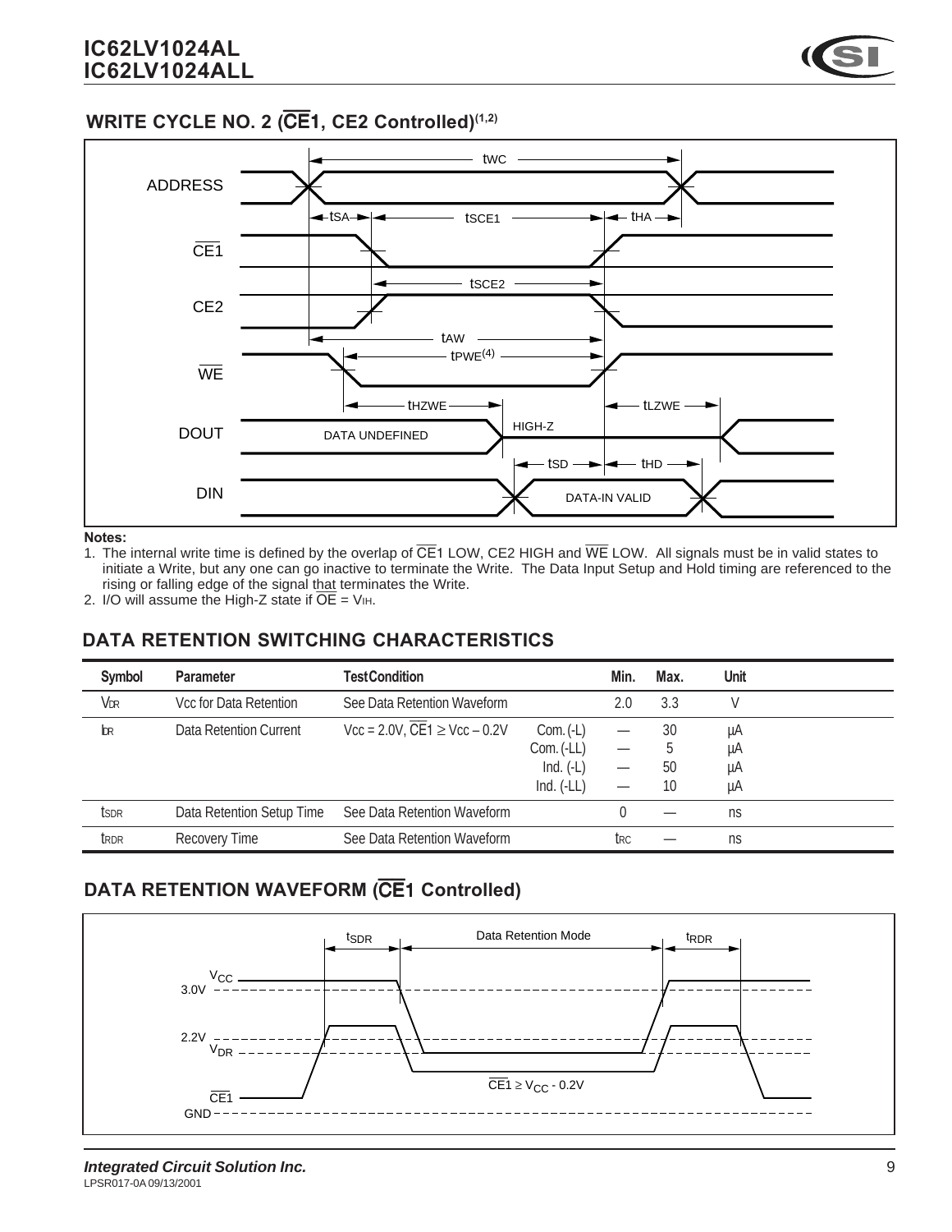## WRITE CYCLE NO. 2 ($\overline{CE1}$, CE2 Controlled)[1,2]

**Notes:**

1. The internal write time is defined by the overlap of $\overline{CE1}$ LOW, CE2 HIGH and $\overline{WE}$ LOW. All signals must be in valid states to initiate a Write, but any one can go inactive to terminate the Write. The Data Input Setup and Hold timing are referenced to the rising or falling edge of the signal that terminates the Write.
2. I/O will assume the High-Z state if $\overline{OE}$ = $V_{IH}$.

## DATA RETENTION SWITCHING CHARACTERISTICS

| Symbol | Parameter | Test Condition | | Min. | Max. | Unit |
|---|---|---|---|---|---|---|
| $V_{DR}$ | Vcc for Data Retention | See Data Retention Waveform | | 2.0 | 3.3 | V |
| $I_{DR}$ | Data Retention Current | Vcc = 2.0V, $\overline{CE1}$ ≥ Vcc – 0.2V | Com. (-L) | — | 30 | µA |
| | | | Com. (-LL) | — | 5 | µA |
| | | | Ind. (-L) | — | 50 | µA |
| | | | Ind. (-LL) | — | 10 | µA |
| $t_{SDR}$ | Data Retention Setup Time | See Data Retention Waveform | | 0 | — | ns |
| $t_{RDR}$ | Recovery Time | See Data Retention Waveform | | $t_{RC}$ | — | ns |

## DATA RETENTION WAVEFORM ($\overline{CE1}$ Controlled)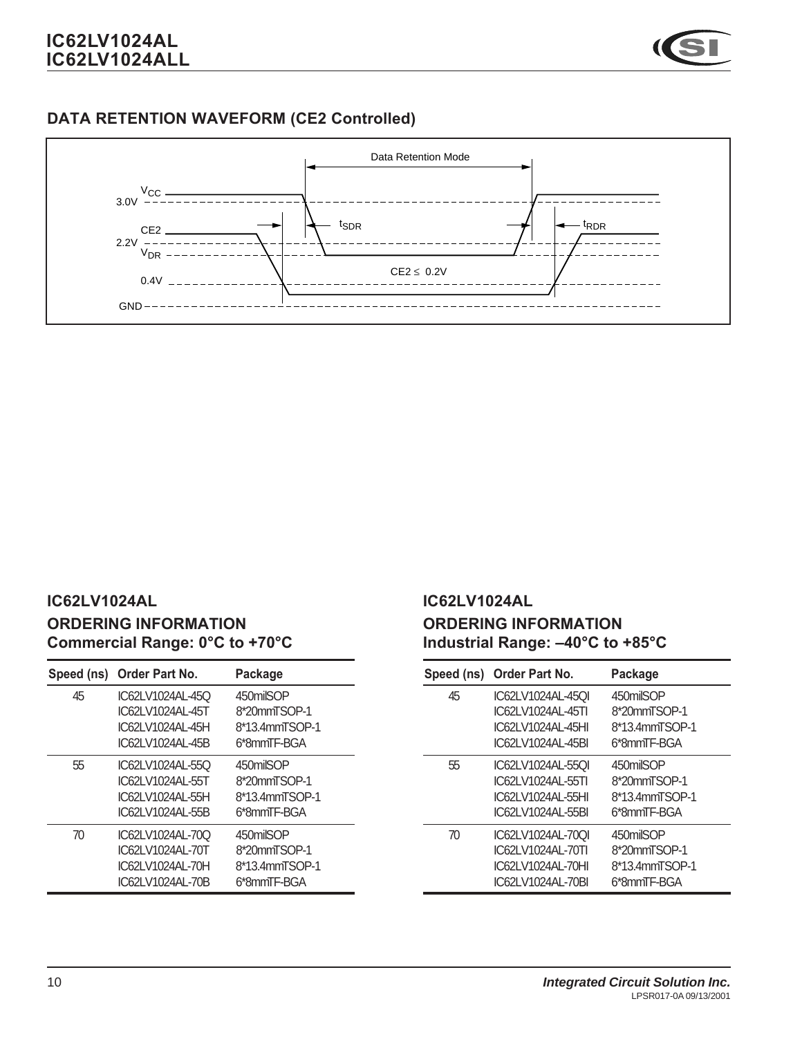## DATA RETENTION WAVEFORM (CE2 Controlled)

Data Retention Mode

$V_{CC}$ 3.0V

CE2 2.2V

$V_{DR}$

0.4V

GND

$t_{SDR}$

$t_{RDR}$

CE2 ≤ 0.2V

## IC62LV1024AL

### ORDERING INFORMATION
### Commercial Range: 0°C to +70°C

| Speed (ns) | Order Part No. | Package |
|---|---|---|
| 45 | IC62LV1024AL-45Q | 450milSOP |
| | IC62LV1024AL-45T | 8*20mmTSOP-1 |
| | IC62LV1024AL-45H | 8*13.4mmTSOP-1 |
| | IC62LV1024AL-45B | 6*8mmTF-BGA |
| 55 | IC62LV1024AL-55Q | 450milSOP |
| | IC62LV1024AL-55T | 8*20mmTSOP-1 |
| | IC62LV1024AL-55H | 8*13.4mmTSOP-1 |
| | IC62LV1024AL-55B | 6*8mmTF-BGA |
| 70 | IC62LV1024AL-70Q | 450milSOP |
| | IC62LV1024AL-70T | 8*20mmTSOP-1 |
| | IC62LV1024AL-70H | 8*13.4mmTSOP-1 |
| | IC62LV1024AL-70B | 6*8mmTF-BGA |

## IC62LV1024AL

### ORDERING INFORMATION
### Industrial Range: –40°C to +85°C

| Speed (ns) | Order Part No. | Package |
|---|---|---|
| 45 | IC62LV1024AL-45QI | 450milSOP |
| | IC62LV1024AL-45TI | 8*20mmTSOP-1 |
| | IC62LV1024AL-45HI | 8*13.4mmTSOP-1 |
| | IC62LV1024AL-45BI | 6*8mmTF-BGA |
| 55 | IC62LV1024AL-55QI | 450milSOP |
| | IC62LV1024AL-55TI | 8*20mmTSOP-1 |
| | IC62LV1024AL-55HI | 8*13.4mmTSOP-1 |
| | IC62LV1024AL-55BI | 6*8mmTF-BGA |
| 70 | IC62LV1024AL-70QI | 450milSOP |
| | IC62LV1024AL-70TI | 8*20mmTSOP-1 |
| | IC62LV1024AL-70HI | 8*13.4mmTSOP-1 |
| | IC62LV1024AL-70BI | 6*8mmTF-BGA |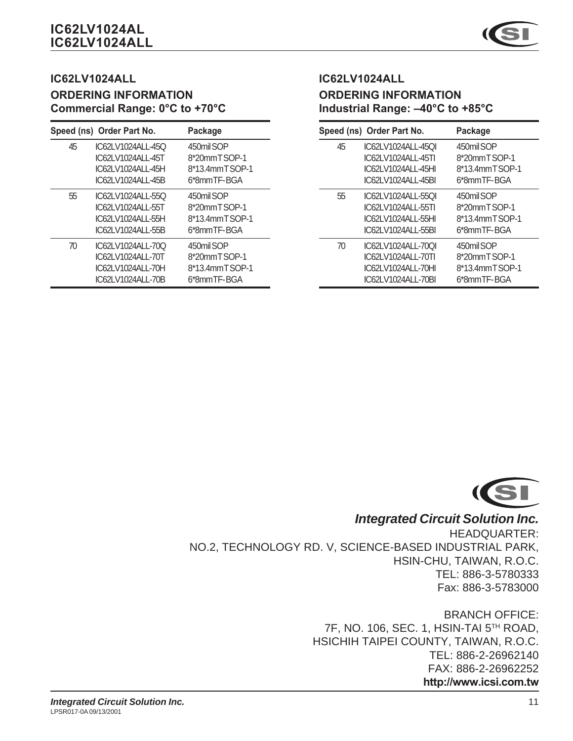## IC62LV1024ALL

### ORDERING INFORMATION
### Commercial Range: 0°C to +70°C

| Speed (ns) | Order Part No. | Package |
|---|---|---|
| 45 | IC62LV1024ALL-45Q | 450mil SOP |
| | IC62LV1024ALL-45T | 8*20mm TSOP-1 |
| | IC62LV1024ALL-45H | 8*13.4mm TSOP-1 |
| | IC62LV1024ALL-45B | 6*8mm TF-BGA |
| 55 | IC62LV1024ALL-55Q | 450mil SOP |
| | IC62LV1024ALL-55T | 8*20mm TSOP-1 |
| | IC62LV1024ALL-55H | 8*13.4mm TSOP-1 |
| | IC62LV1024ALL-55B | 6*8mm TF-BGA |
| 70 | IC62LV1024ALL-70Q | 450mil SOP |
| | IC62LV1024ALL-70T | 8*20mm TSOP-1 |
| | IC62LV1024ALL-70H | 8*13.4mm TSOP-1 |
| | IC62LV1024ALL-70B | 6*8mm TF-BGA |

## IC62LV1024ALL

### ORDERING INFORMATION
### Industrial Range: –40°C to +85°C

| Speed (ns) | Order Part No. | Package |
|---|---|---|
| 45 | IC62LV1024ALL-45QI | 450mil SOP |
| | IC62LV1024ALL-45TI | 8*20mm TSOP-1 |
| | IC62LV1024ALL-45HI | 8*13.4mm TSOP-1 |
| | IC62LV1024ALL-45BI | 6*8mm TF-BGA |
| 55 | IC62LV1024ALL-55QI | 450mil SOP |
| | IC62LV1024ALL-55TI | 8*20mm TSOP-1 |
| | IC62LV1024ALL-55HI | 8*13.4mm TSOP-1 |
| | IC62LV1024ALL-55BI | 6*8mm TF-BGA |
| 70 | IC62LV1024ALL-70QI | 450mil SOP |
| | IC62LV1024ALL-70TI | 8*20mm TSOP-1 |
| | IC62LV1024ALL-70HI | 8*13.4mm TSOP-1 |
| | IC62LV1024ALL-70BI | 6*8mm TF-BGA |

***Integrated Circuit Solution Inc.***

HEADQUARTER:
NO.2, TECHNOLOGY RD. V, SCIENCE-BASED INDUSTRIAL PARK,
HSIN-CHU, TAIWAN, R.O.C.
TEL: 886-3-5780333
Fax: 886-3-5783000

BRANCH OFFICE:
7F, NO. 106, SEC. 1, HSIN-TAI 5TH ROAD,
HSICHIH TAIPEI COUNTY, TAIWAN, R.O.C.
TEL: 886-2-26962140
FAX: 886-2-26962252
**http://www.icsi.com.tw**